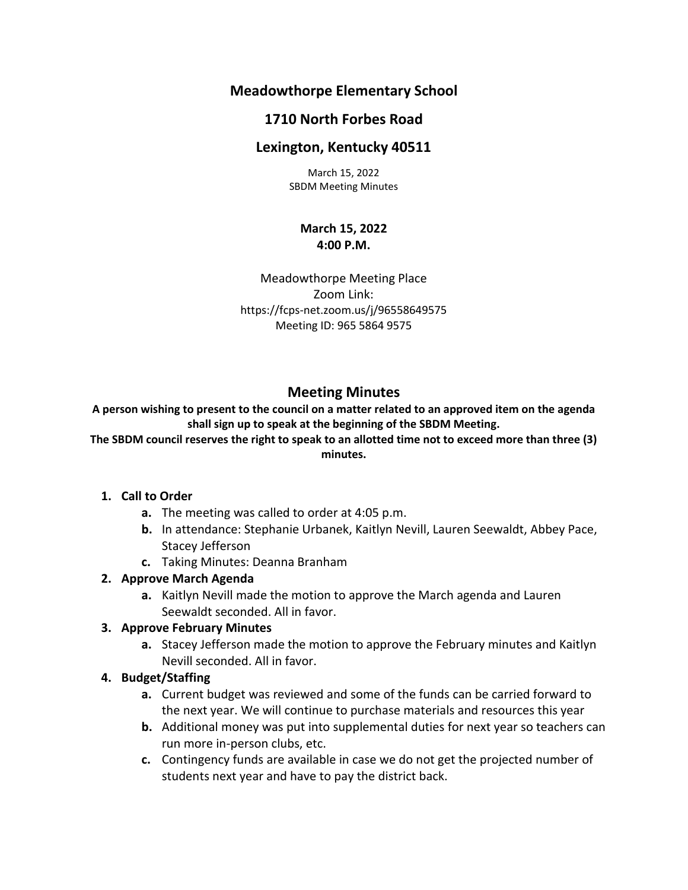# Meadowthorpe Elementary School

# 1710 North Forbes Road

# Lexington, Kentucky 40511

March 15, 2022
SBDM Meeting Minutes

**March 15, 2022**
**4:00 P.M.**

Meadowthorpe Meeting Place
Zoom Link:
https://fcps-net.zoom.us/j/96558649575
Meeting ID: 965 5864 9575

## Meeting Minutes

**A person wishing to present to the council on a matter related to an approved item on the agenda shall sign up to speak at the beginning of the SBDM Meeting.**
**The SBDM council reserves the right to speak to an allotted time not to exceed more than three (3) minutes.**

1. **Call to Order**
   - **a.** The meeting was called to order at 4:05 p.m.
   - **b.** In attendance: Stephanie Urbanek, Kaitlyn Nevill, Lauren Seewaldt, Abbey Pace, Stacey Jefferson
   - **c.** Taking Minutes: Deanna Branham
2. **Approve March Agenda**
   - **a.** Kaitlyn Nevill made the motion to approve the March agenda and Lauren Seewaldt seconded. All in favor.
3. **Approve February Minutes**
   - **a.** Stacey Jefferson made the motion to approve the February minutes and Kaitlyn Nevill seconded. All in favor.
4. **Budget/Staffing**
   - **a.** Current budget was reviewed and some of the funds can be carried forward to the next year. We will continue to purchase materials and resources this year
   - **b.** Additional money was put into supplemental duties for next year so teachers can run more in-person clubs, etc.
   - **c.** Contingency funds are available in case we do not get the projected number of students next year and have to pay the district back.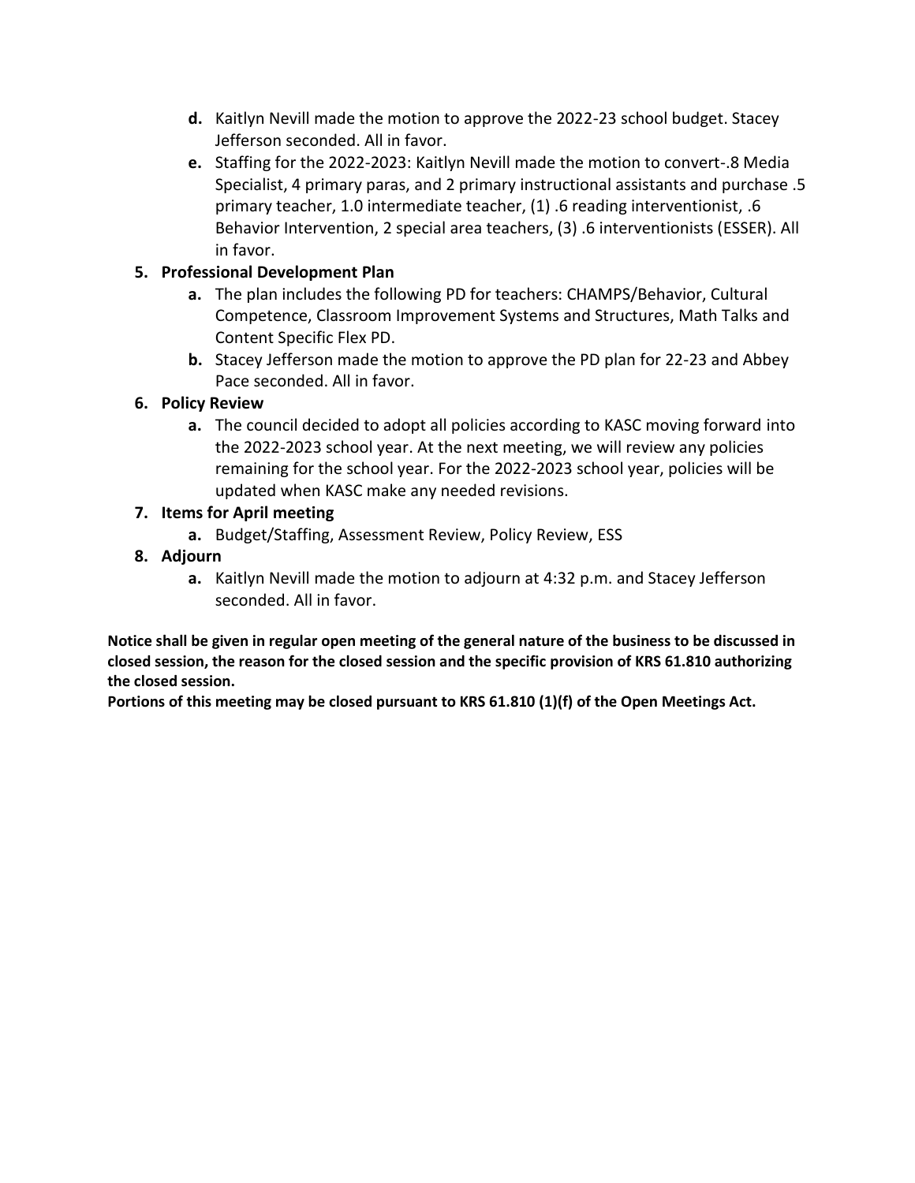d. Kaitlyn Nevill made the motion to approve the 2022-23 school budget. Stacey Jefferson seconded. All in favor.
   e. Staffing for the 2022-2023: Kaitlyn Nevill made the motion to convert-.8 Media Specialist, 4 primary paras, and 2 primary instructional assistants and purchase .5 primary teacher, 1.0 intermediate teacher, (1) .6 reading interventionist, .6 Behavior Intervention, 2 special area teachers, (3) .6 interventionists (ESSER). All in favor.

5. **Professional Development Plan**
   a. The plan includes the following PD for teachers: CHAMPS/Behavior, Cultural Competence, Classroom Improvement Systems and Structures, Math Talks and Content Specific Flex PD.
   b. Stacey Jefferson made the motion to approve the PD plan for 22-23 and Abbey Pace seconded. All in favor.
6. **Policy Review**
   a. The council decided to adopt all policies according to KASC moving forward into the 2022-2023 school year. At the next meeting, we will review any policies remaining for the school year. For the 2022-2023 school year, policies will be updated when KASC make any needed revisions.
7. **Items for April meeting**
   a. Budget/Staffing, Assessment Review, Policy Review, ESS
8. **Adjourn**
   a. Kaitlyn Nevill made the motion to adjourn at 4:32 p.m. and Stacey Jefferson seconded. All in favor.

**Notice shall be given in regular open meeting of the general nature of the business to be discussed in closed session, the reason for the closed session and the specific provision of KRS 61.810 authorizing the closed session.**
**Portions of this meeting may be closed pursuant to KRS 61.810 (1)(f) of the Open Meetings Act.**